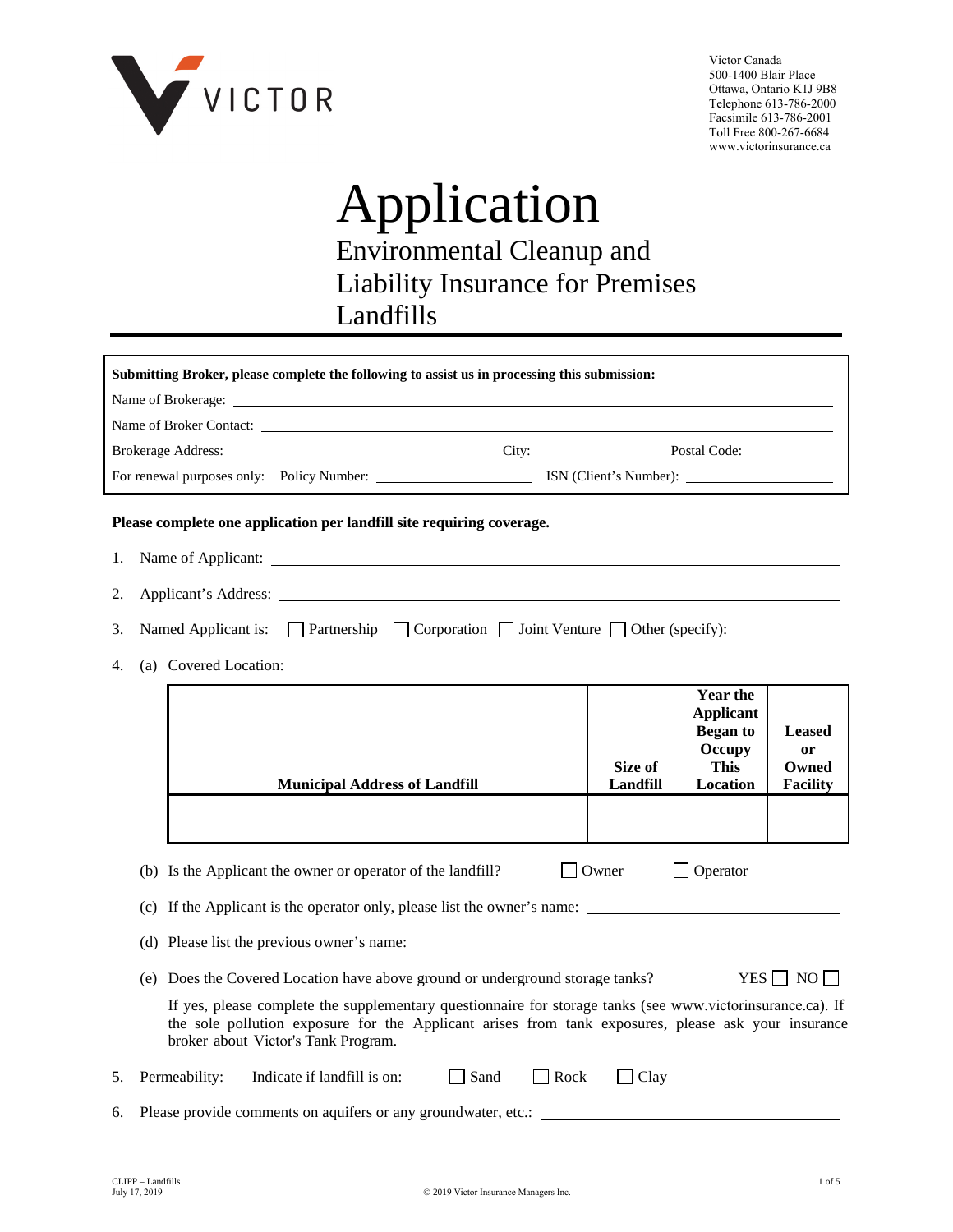VICTOR

Victor Canada
500-1400 Blair Place
Ottawa, Ontario K1J 9B8
Telephone 613-786-2000
Facsimile 613-786-2001
Toll Free 800-267-6684
www.victorinsurance.ca

# Application

## Environmental Cleanup and Liability Insurance for Premises Landfills

**Submitting Broker, please complete the following to assist us in processing this submission:**

Name of Brokerage: ______________________________

Name of Broker Contact: ______________________________

Brokerage Address: ______________________ City: ______________ Postal Code: __________

For renewal purposes only: Policy Number: ________________ ISN (Client's Number): ________________

**Please complete one application per landfill site requiring coverage.**

1. Name of Applicant: ______________________________

2. Applicant's Address: ______________________________

3. Named Applicant is: ☐ Partnership ☐ Corporation ☐ Joint Venture ☐ Other (specify): __________

4. (a) Covered Location:

| Municipal Address of Landfill | Size of Landfill | Year the Applicant Began to Occupy This Location | Leased or Owned Facility |
|---|---|---|---|
| | | | |

(b) Is the Applicant the owner or operator of the landfill? ☐ Owner ☐ Operator

(c) If the Applicant is the operator only, please list the owner's name: ______________________________

(d) Please list the previous owner's name: ______________________________

(e) Does the Covered Location have above ground or underground storage tanks? YES ☐ NO ☐

If yes, please complete the supplementary questionnaire for storage tanks (see www.victorinsurance.ca). If the sole pollution exposure for the Applicant arises from tank exposures, please ask your insurance broker about Victor's Tank Program.

5. Permeability: Indicate if landfill is on: ☐ Sand ☐ Rock ☐ Clay

6. Please provide comments on aquifers or any groundwater, etc.: ______________________________

CLIPP – Landfills
July 17, 2019

© 2019 Victor Insurance Managers Inc.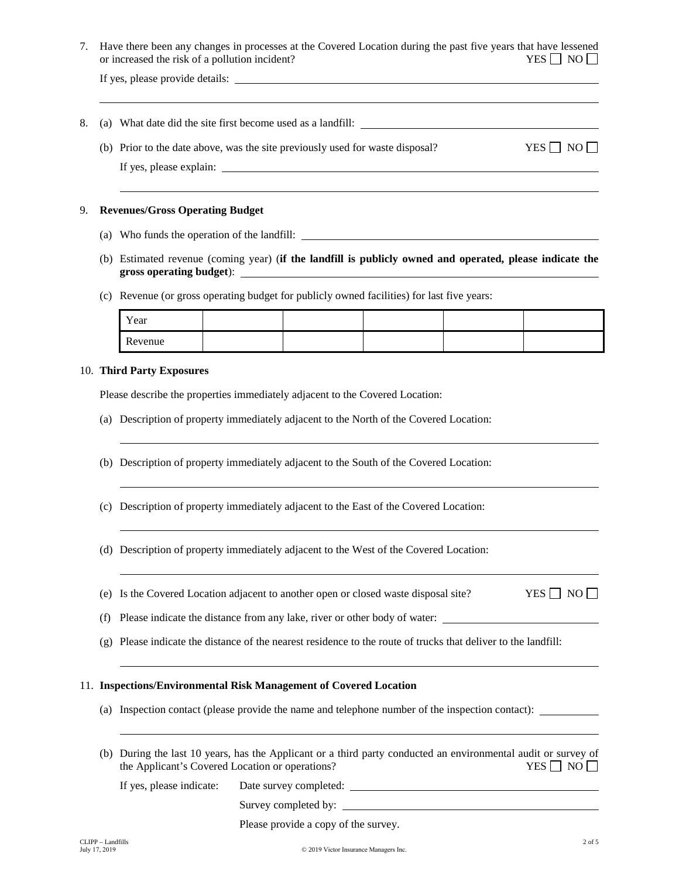7. Have there been any changes in processes at the Covered Location during the past five years that have lessened or increased the risk of a pollution incident? YES ☐ NO ☐

   If yes, please provide details: ______________________________________________

   ______________________________________________

8. (a) What date did the site first become used as a landfill: ______________________________________________

   (b) Prior to the date above, was the site previously used for waste disposal? YES ☐ NO ☐

   If yes, please explain: ______________________________________________

   ______________________________________________

9. **Revenues/Gross Operating Budget**

   (a) Who funds the operation of the landfill: ______________________________________________

   (b) Estimated revenue (coming year) (**if the landfill is publicly owned and operated, please indicate the gross operating budget**): ______________________________________________

   (c) Revenue (or gross operating budget for publicly owned facilities) for last five years:

| Year | | | | | |
|---|---|---|---|---|---|
| Revenue | | | | | |

10. **Third Party Exposures**

   Please describe the properties immediately adjacent to the Covered Location:

   (a) Description of property immediately adjacent to the North of the Covered Location:

   ______________________________________________

   (b) Description of property immediately adjacent to the South of the Covered Location:

   ______________________________________________

   (c) Description of property immediately adjacent to the East of the Covered Location:

   ______________________________________________

   (d) Description of property immediately adjacent to the West of the Covered Location:

   ______________________________________________

   (e) Is the Covered Location adjacent to another open or closed waste disposal site? YES ☐ NO ☐

   (f) Please indicate the distance from any lake, river or other body of water: ______________________________________________

   (g) Please indicate the distance of the nearest residence to the route of trucks that deliver to the landfill:

   ______________________________________________

11. **Inspections/Environmental Risk Management of Covered Location**

   (a) Inspection contact (please provide the name and telephone number of the inspection contact): ______________

   ______________________________________________

   (b) During the last 10 years, has the Applicant or a third party conducted an environmental audit or survey of the Applicant's Covered Location or operations? YES ☐ NO ☐

   If yes, please indicate: Date survey completed: ______________________________________________

   Survey completed by: ______________________________________________

   Please provide a copy of the survey.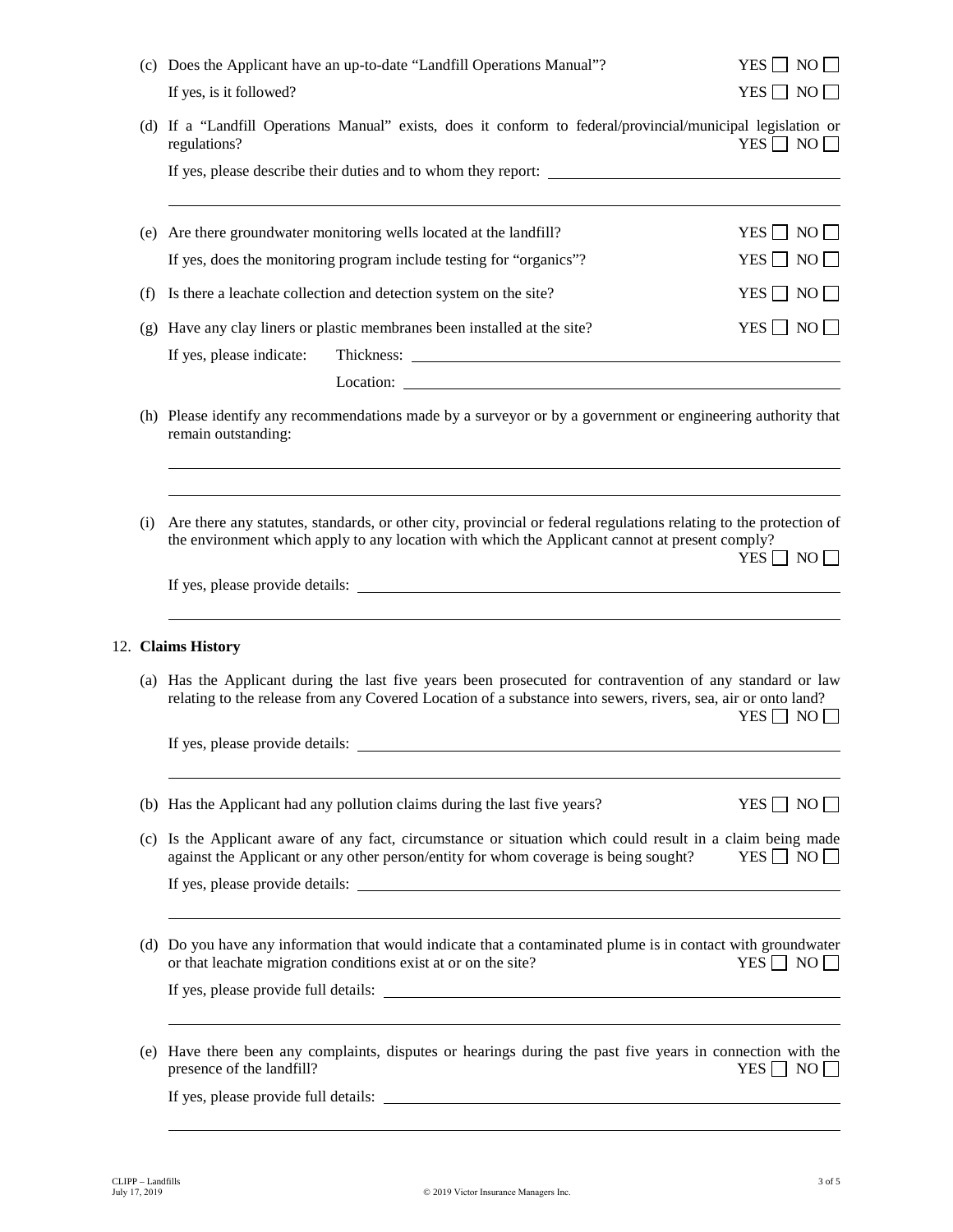(c) Does the Applicant have an up-to-date "Landfill Operations Manual"? YES ☐ NO ☐

If yes, is it followed? YES ☐ NO ☐

(d) If a "Landfill Operations Manual" exists, does it conform to federal/provincial/municipal legislation or regulations? YES ☐ NO ☐

If yes, please describe their duties and to whom they report: ______________________________

______________________________________________________________________________

(e) Are there groundwater monitoring wells located at the landfill? YES ☐ NO ☐

If yes, does the monitoring program include testing for "organics"? YES ☐ NO ☐

(f) Is there a leachate collection and detection system on the site? YES ☐ NO ☐

(g) Have any clay liners or plastic membranes been installed at the site? YES ☐ NO ☐

If yes, please indicate: Thickness: ______________________________

Location: ______________________________

(h) Please identify any recommendations made by a surveyor or by a government or engineering authority that remain outstanding:

______________________________________________________________________________

______________________________________________________________________________

(i) Are there any statutes, standards, or other city, provincial or federal regulations relating to the protection of the environment which apply to any location with which the Applicant cannot at present comply? YES ☐ NO ☐

If yes, please provide details: ______________________________

______________________________________________________________________________

12. **Claims History**

(a) Has the Applicant during the last five years been prosecuted for contravention of any standard or law relating to the release from any Covered Location of a substance into sewers, rivers, sea, air or onto land? YES ☐ NO ☐

If yes, please provide details: ______________________________

______________________________________________________________________________

(b) Has the Applicant had any pollution claims during the last five years? YES ☐ NO ☐

(c) Is the Applicant aware of any fact, circumstance or situation which could result in a claim being made against the Applicant or any other person/entity for whom coverage is being sought? YES ☐ NO ☐

If yes, please provide details: ______________________________

______________________________________________________________________________

(d) Do you have any information that would indicate that a contaminated plume is in contact with groundwater or that leachate migration conditions exist at or on the site? YES ☐ NO ☐

If yes, please provide full details: ______________________________

______________________________________________________________________________

(e) Have there been any complaints, disputes or hearings during the past five years in connection with the presence of the landfill? YES ☐ NO ☐

If yes, please provide full details: ______________________________

______________________________________________________________________________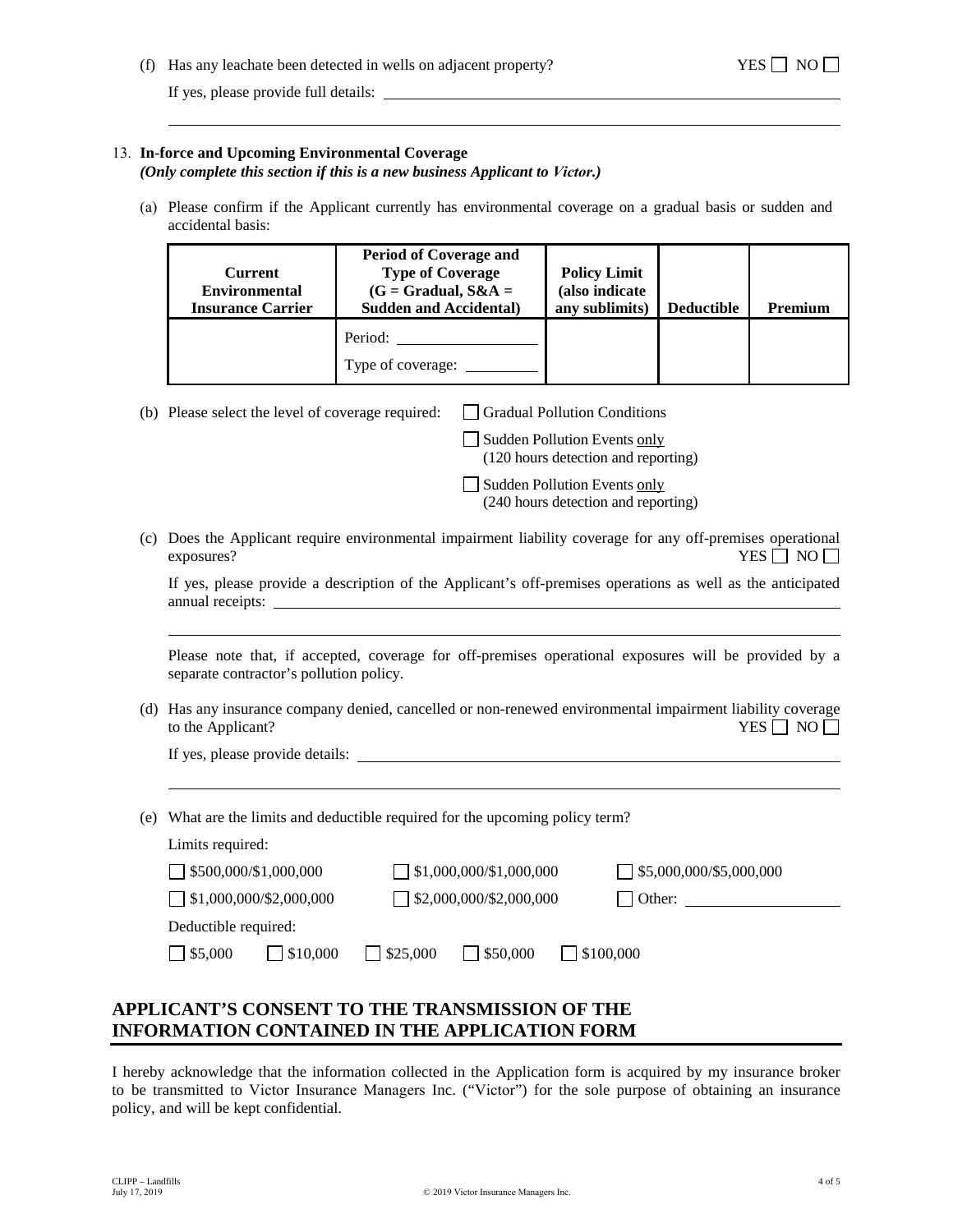(f) Has any leachate been detected in wells on adjacent property? YES ☐ NO ☐

If yes, please provide full details: ______________________________________________

_____________________________________________________________________________

13. **In-force and Upcoming Environmental Coverage**
*(Only complete this section if this is a new business Applicant to Victor.)*

(a) Please confirm if the Applicant currently has environmental coverage on a gradual basis or sudden and accidental basis:

| Current Environmental Insurance Carrier | Period of Coverage and Type of Coverage (G = Gradual, S&A = Sudden and Accidental) | Policy Limit (also indicate any sublimits) | Deductible | Premium |
|---|---|---|---|---|
| | Period: ________ Type of coverage: ________ | | | |

(b) Please select the level of coverage required:
☐ Gradual Pollution Conditions
☐ Sudden Pollution Events only (120 hours detection and reporting)
☐ Sudden Pollution Events only (240 hours detection and reporting)

(c) Does the Applicant require environmental impairment liability coverage for any off-premises operational exposures? YES ☐ NO ☐

If yes, please provide a description of the Applicant's off-premises operations as well as the anticipated annual receipts: ______________________________________________

_____________________________________________________________________________

Please note that, if accepted, coverage for off-premises operational exposures will be provided by a separate contractor's pollution policy.

(d) Has any insurance company denied, cancelled or non-renewed environmental impairment liability coverage to the Applicant? YES ☐ NO ☐

If yes, please provide details: ______________________________________________

_____________________________________________________________________________

(e) What are the limits and deductible required for the upcoming policy term?

Limits required:

☐ \$500,000/\$1,000,000 ☐ \$1,000,000/\$1,000,000 ☐ \$5,000,000/\$5,000,000
☐ \$1,000,000/\$2,000,000 ☐ \$2,000,000/\$2,000,000 ☐ Other: ____________

Deductible required:

☐ \$5,000 ☐ \$10,000 ☐ \$25,000 ☐ \$50,000 ☐ \$100,000

## APPLICANT'S CONSENT TO THE TRANSMISSION OF THE INFORMATION CONTAINED IN THE APPLICATION FORM

I hereby acknowledge that the information collected in the Application form is acquired by my insurance broker to be transmitted to Victor Insurance Managers Inc. ("Victor") for the sole purpose of obtaining an insurance policy, and will be kept confidential.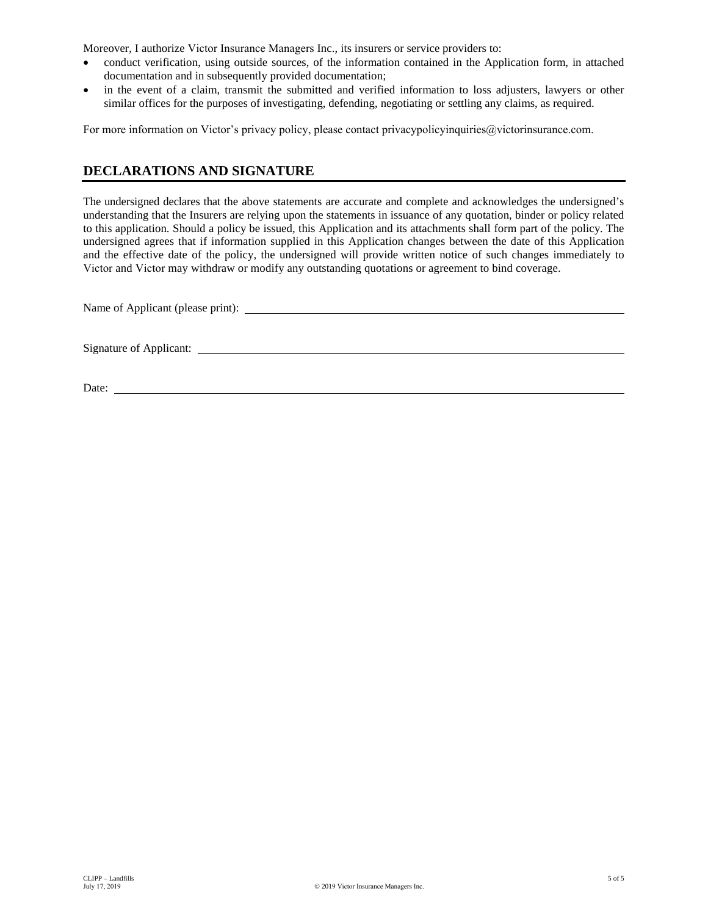Moreover, I authorize Victor Insurance Managers Inc., its insurers or service providers to:

- conduct verification, using outside sources, of the information contained in the Application form, in attached documentation and in subsequently provided documentation;
- in the event of a claim, transmit the submitted and verified information to loss adjusters, lawyers or other similar offices for the purposes of investigating, defending, negotiating or settling any claims, as required.

For more information on Victor's privacy policy, please contact privacypolicyinquiries@victorinsurance.com.

## DECLARATIONS AND SIGNATURE

The undersigned declares that the above statements are accurate and complete and acknowledges the undersigned's understanding that the Insurers are relying upon the statements in issuance of any quotation, binder or policy related to this application. Should a policy be issued, this Application and its attachments shall form part of the policy. The undersigned agrees that if information supplied in this Application changes between the date of this Application and the effective date of the policy, the undersigned will provide written notice of such changes immediately to Victor and Victor may withdraw or modify any outstanding quotations or agreement to bind coverage.

Name of Applicant (please print): ______________________________

Signature of Applicant: ______________________________

Date: ______________________________

CLIPP – Landfills
July 17, 2019

© 2019 Victor Insurance Managers Inc.